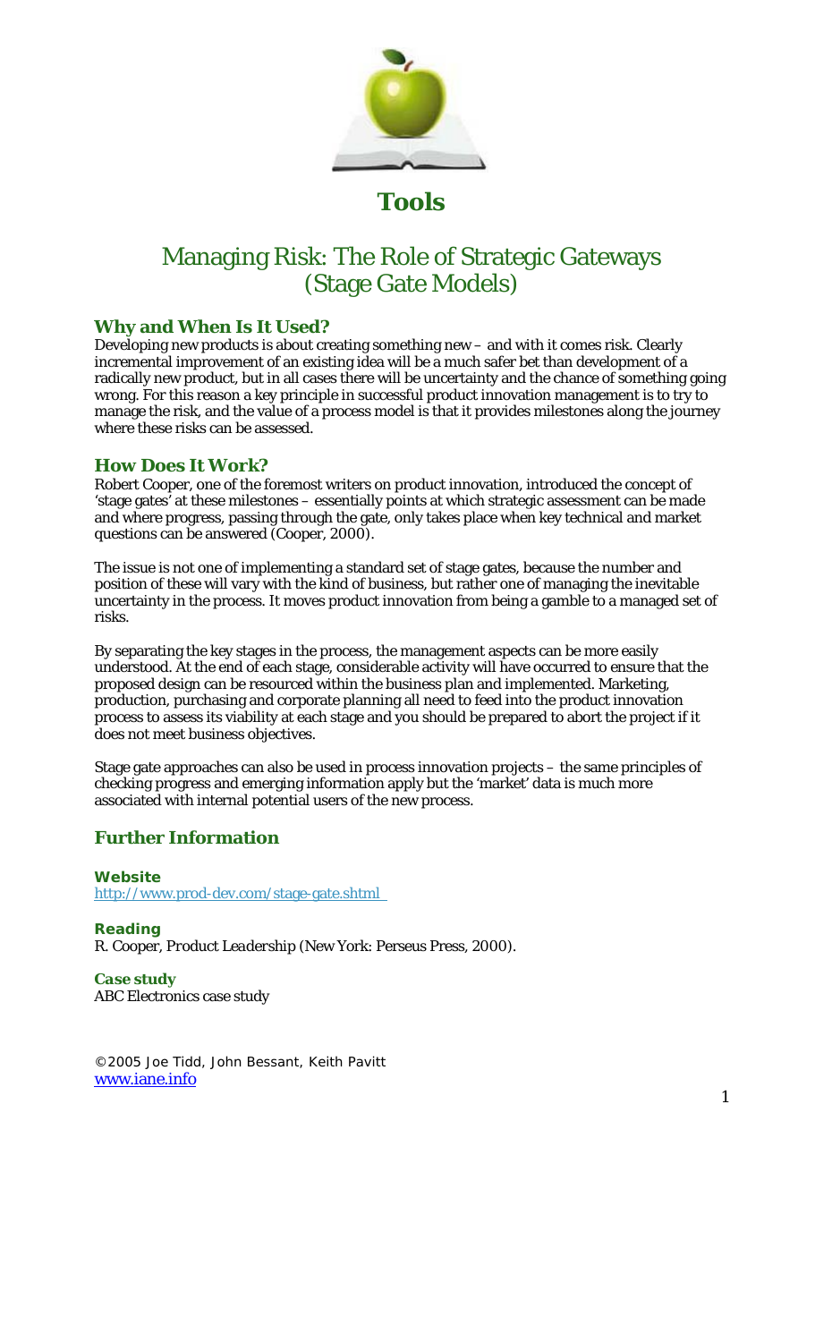# Tools

## Managing Risk: The Role of Strategic Gateways (Stage Gate Models)

### Why and When Is It Used?

Developing new products is about creating something new – and with it comes risk. Clearly incremental improvement of an existing idea will be a much safer bet than development of a radically new product, but in all cases there will be uncertainty and the chance of something going wrong. For this reason a key principle in successful product innovation management is to try to manage the risk, and the value of a process model is that it provides milestones along the journey where these risks can be assessed.

### How Does It Work?

Robert Cooper, one of the foremost writers on product innovation, introduced the concept of 'stage gates' at these milestones – essentially points at which strategic assessment can be made and where progress, passing through the gate, only takes place when key technical and market questions can be answered (Cooper, 2000).

The issue is not one of implementing a standard set of stage gates, because the number and position of these will vary with the kind of business, but rather one of managing the inevitable uncertainty in the process. It moves product innovation from being a gamble to a managed set of risks.

By separating the key stages in the process, the management aspects can be more easily understood. At the end of each stage, considerable activity will have occurred to ensure that the proposed design can be resourced within the business plan and implemented. Marketing, production, purchasing and corporate planning all need to feed into the product innovation process to assess its viability at each stage and you should be prepared to abort the project if it does not meet business objectives.

Stage gate approaches can also be used in process innovation projects – the same principles of checking progress and emerging information apply but the 'market' data is much more associated with internal potential users of the new process.

### Further Information

**Website**
http://www.prod-dev.com/stage-gate.shtml

**Reading**
R. Cooper, *Product Leadership* (New York: Perseus Press, 2000).

**Case study**
ABC Electronics case study

©2005 Joe Tidd, John Bessant, Keith Pavitt
www.iane.info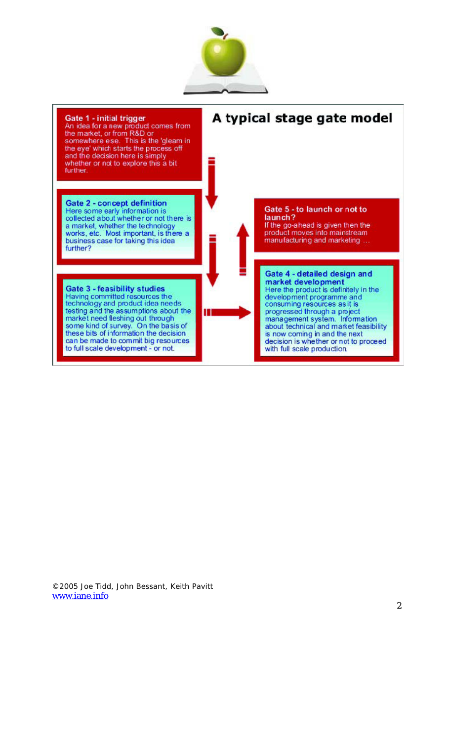## A typical stage gate model

**Gate 1 - initial trigger**
An idea for a new product comes from the market, or from R&D or somewhere ese. This is the 'gleam in the eye' which starts the process off and the decision here is simply whether or not to explore this a bit further.

**Gate 2 - concept definition**
Here some early information is collected about whether or not there is a market, whether the technology works, etc. Most important, is there a business case for taking this idea further?

**Gate 3 - feasibility studies**
Having committed resources the technology and product idea needs testing and the assumptions about the market need fleshing out through some kind of survey. On the basis of these bits of information the decision can be made to commit big resources to full scale development - or not.

**Gate 4 - detailed design and market development**
Here the product is definitely in the development programme and consuming resources as it is progressed through a project management system. Information about technical and market feasibility is now coming in and the next decision is whether or not to proceed with full scale production.

**Gate 5 - to launch or not to launch?**
If the go-ahead is given then the product moves into mainstream manufacturing and marketing …

©2005 Joe Tidd, John Bessant, Keith Pavitt
www.iane.info